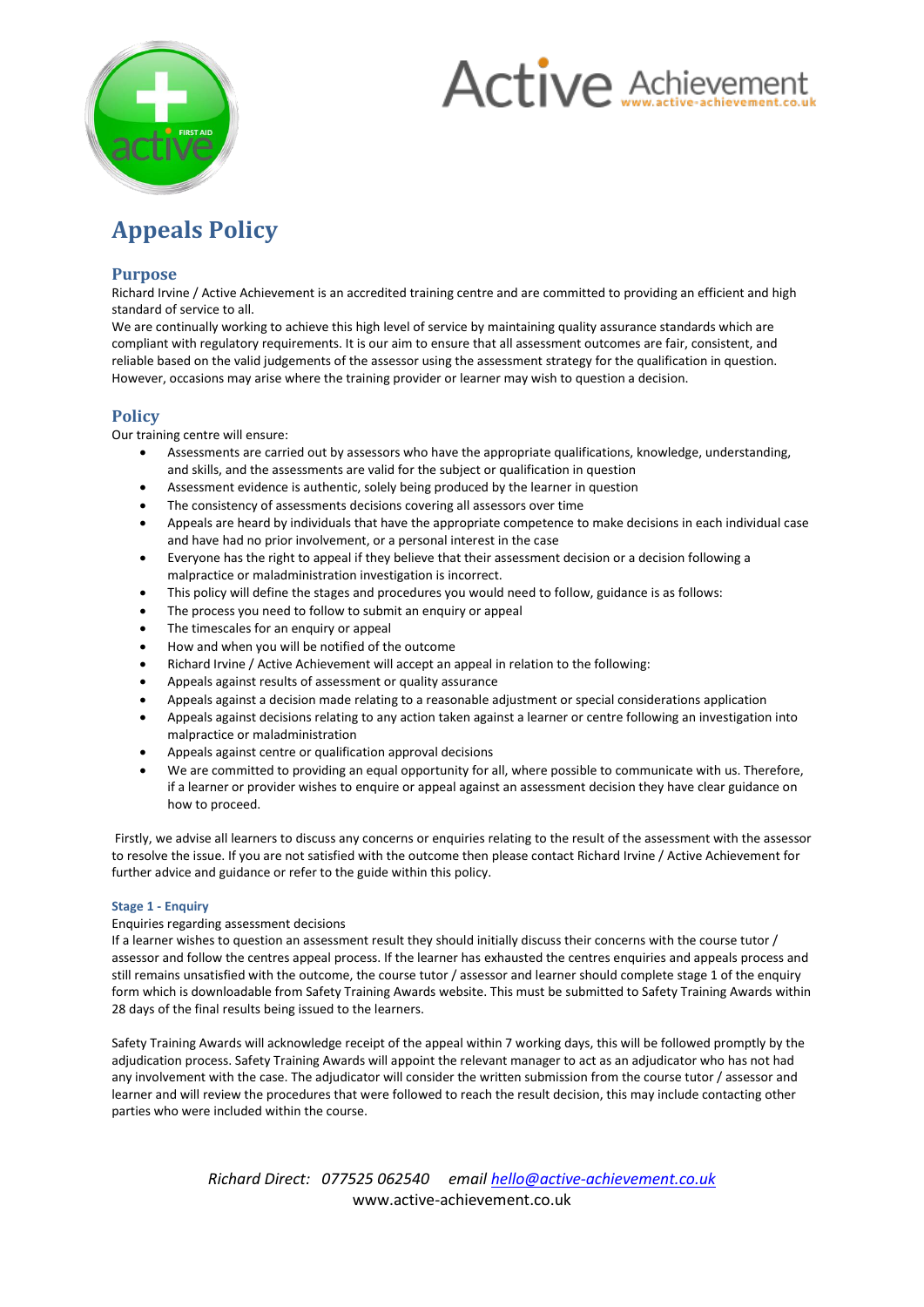# Appeals Policy

## Purpose

Richard Irvine / Active Achievement is an accredited training centre and are committed to providing an efficient and high standard of service to all.

We are continually working to achieve this high level of service by maintaining quality assurance standards which are compliant with regulatory requirements. It is our aim to ensure that all assessment outcomes are fair, consistent, and reliable based on the valid judgements of the assessor using the assessment strategy for the qualification in question. However, occasions may arise where the training provider or learner may wish to question a decision.

## Policy

Our training centre will ensure:

- Assessments are carried out by assessors who have the appropriate qualifications, knowledge, understanding, and skills, and the assessments are valid for the subject or qualification in question
- Assessment evidence is authentic, solely being produced by the learner in question
- The consistency of assessments decisions covering all assessors over time
- Appeals are heard by individuals that have the appropriate competence to make decisions in each individual case and have had no prior involvement, or a personal interest in the case
- Everyone has the right to appeal if they believe that their assessment decision or a decision following a malpractice or maladministration investigation is incorrect.
- This policy will define the stages and procedures you would need to follow, guidance is as follows:
- The process you need to follow to submit an enquiry or appeal
- The timescales for an enquiry or appeal
- How and when you will be notified of the outcome
- Richard Irvine / Active Achievement will accept an appeal in relation to the following:
- Appeals against results of assessment or quality assurance
- Appeals against a decision made relating to a reasonable adjustment or special considerations application
- Appeals against decisions relating to any action taken against a learner or centre following an investigation into malpractice or maladministration
- Appeals against centre or qualification approval decisions
- We are committed to providing an equal opportunity for all, where possible to communicate with us. Therefore, if a learner or provider wishes to enquire or appeal against an assessment decision they have clear guidance on how to proceed.

Firstly, we advise all learners to discuss any concerns or enquiries relating to the result of the assessment with the assessor to resolve the issue. If you are not satisfied with the outcome then please contact Richard Irvine / Active Achievement for further advice and guidance or refer to the guide within this policy.

#### Stage 1 - Enquiry

Enquiries regarding assessment decisions

If a learner wishes to question an assessment result they should initially discuss their concerns with the course tutor / assessor and follow the centres appeal process. If the learner has exhausted the centres enquiries and appeals process and still remains unsatisfied with the outcome, the course tutor / assessor and learner should complete stage 1 of the enquiry form which is downloadable from Safety Training Awards website. This must be submitted to Safety Training Awards within 28 days of the final results being issued to the learners.

Safety Training Awards will acknowledge receipt of the appeal within 7 working days, this will be followed promptly by the adjudication process. Safety Training Awards will appoint the relevant manager to act as an adjudicator who has not had any involvement with the case. The adjudicator will consider the written submission from the course tutor / assessor and learner and will review the procedures that were followed to reach the result decision, this may include contacting other parties who were included within the course.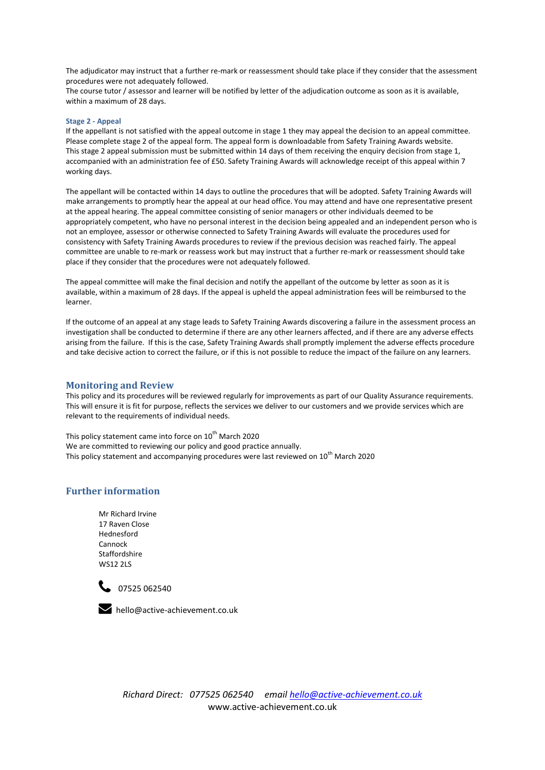The adjudicator may instruct that a further re-mark or reassessment should take place if they consider that the assessment procedures were not adequately followed.
The course tutor / assessor and learner will be notified by letter of the adjudication outcome as soon as it is available, within a maximum of 28 days.

### Stage 2 - Appeal

If the appellant is not satisfied with the appeal outcome in stage 1 they may appeal the decision to an appeal committee. Please complete stage 2 of the appeal form. The appeal form is downloadable from Safety Training Awards website. This stage 2 appeal submission must be submitted within 14 days of them receiving the enquiry decision from stage 1, accompanied with an administration fee of £50. Safety Training Awards will acknowledge receipt of this appeal within 7 working days.

The appellant will be contacted within 14 days to outline the procedures that will be adopted. Safety Training Awards will make arrangements to promptly hear the appeal at our head office. You may attend and have one representative present at the appeal hearing. The appeal committee consisting of senior managers or other individuals deemed to be appropriately competent, who have no personal interest in the decision being appealed and an independent person who is not an employee, assessor or otherwise connected to Safety Training Awards will evaluate the procedures used for consistency with Safety Training Awards procedures to review if the previous decision was reached fairly. The appeal committee are unable to re-mark or reassess work but may instruct that a further re-mark or reassessment should take place if they consider that the procedures were not adequately followed.

The appeal committee will make the final decision and notify the appellant of the outcome by letter as soon as it is available, within a maximum of 28 days. If the appeal is upheld the appeal administration fees will be reimbursed to the learner.

If the outcome of an appeal at any stage leads to Safety Training Awards discovering a failure in the assessment process an investigation shall be conducted to determine if there are any other learners affected, and if there are any adverse effects arising from the failure. If this is the case, Safety Training Awards shall promptly implement the adverse effects procedure and take decisive action to correct the failure, or if this is not possible to reduce the impact of the failure on any learners.

## Monitoring and Review

This policy and its procedures will be reviewed regularly for improvements as part of our Quality Assurance requirements. This will ensure it is fit for purpose, reflects the services we deliver to our customers and we provide services which are relevant to the requirements of individual needs.

This policy statement came into force on 10th March 2020
We are committed to reviewing our policy and good practice annually.
This policy statement and accompanying procedures were last reviewed on 10th March 2020

## Further information

Mr Richard Irvine
17 Raven Close
Hednesford
Cannock
Staffordshire
WS12 2LS

07525 062540

hello@active-achievement.co.uk

*Richard Direct: 077525 062540 email hello@active-achievement.co.uk*
www.active-achievement.co.uk